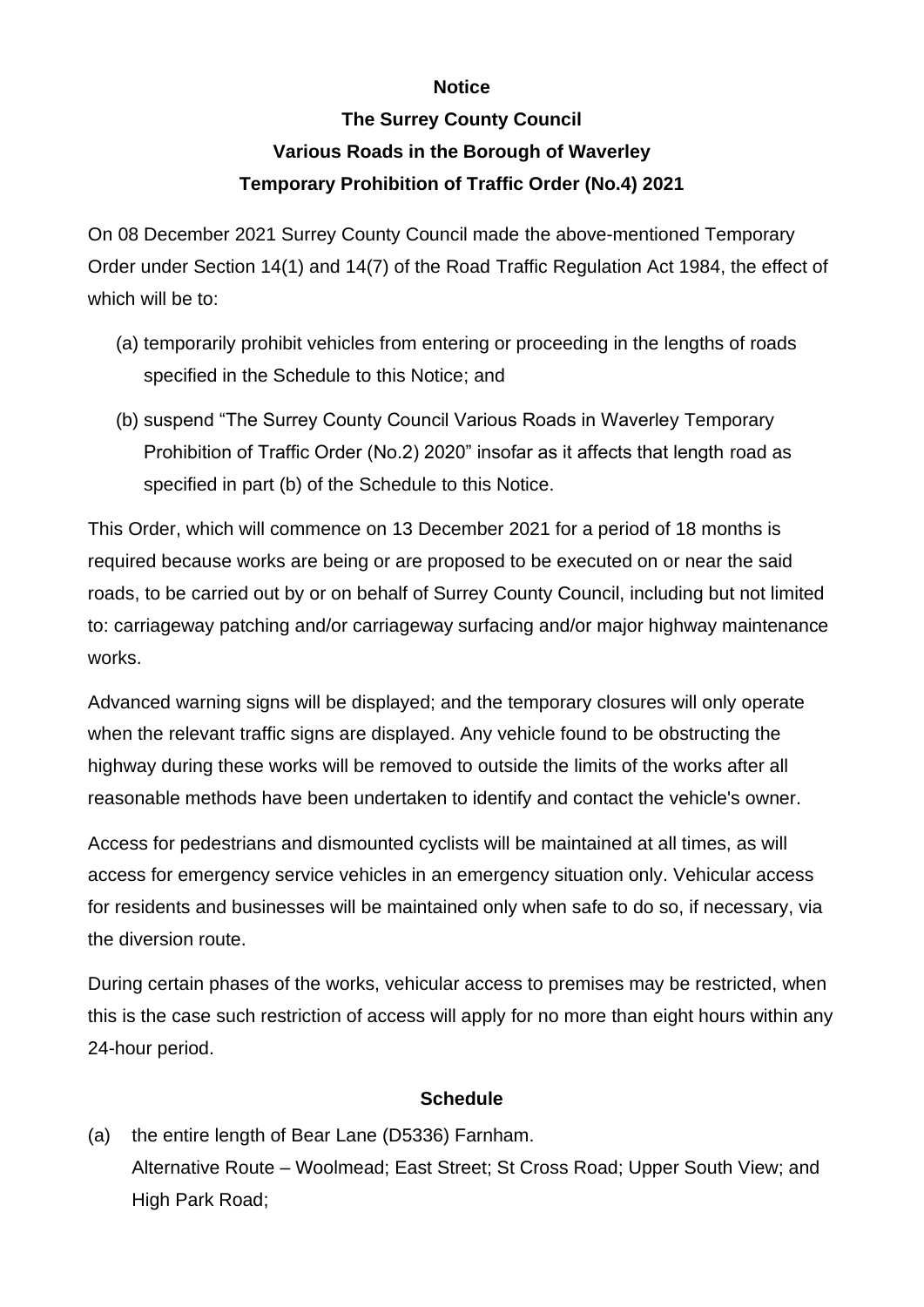**Notice**

**The Surrey County Council**

**Various Roads in the Borough of Waverley**

**Temporary Prohibition of Traffic Order (No.4) 2021**

On 08 December 2021 Surrey County Council made the above-mentioned Temporary Order under Section 14(1) and 14(7) of the Road Traffic Regulation Act 1984, the effect of which will be to:

(a) temporarily prohibit vehicles from entering or proceeding in the lengths of roads specified in the Schedule to this Notice; and

(b) suspend "The Surrey County Council Various Roads in Waverley Temporary Prohibition of Traffic Order (No.2) 2020" insofar as it affects that length road as specified in part (b) of the Schedule to this Notice.

This Order, which will commence on 13 December 2021 for a period of 18 months is required because works are being or are proposed to be executed on or near the said roads, to be carried out by or on behalf of Surrey County Council, including but not limited to: carriageway patching and/or carriageway surfacing and/or major highway maintenance works.

Advanced warning signs will be displayed; and the temporary closures will only operate when the relevant traffic signs are displayed. Any vehicle found to be obstructing the highway during these works will be removed to outside the limits of the works after all reasonable methods have been undertaken to identify and contact the vehicle's owner.

Access for pedestrians and dismounted cyclists will be maintained at all times, as will access for emergency service vehicles in an emergency situation only. Vehicular access for residents and businesses will be maintained only when safe to do so, if necessary, via the diversion route.

During certain phases of the works, vehicular access to premises may be restricted, when this is the case such restriction of access will apply for no more than eight hours within any 24-hour period.

**Schedule**

(a) the entire length of Bear Lane (D5336) Farnham.
Alternative Route – Woolmead; East Street; St Cross Road; Upper South View; and High Park Road;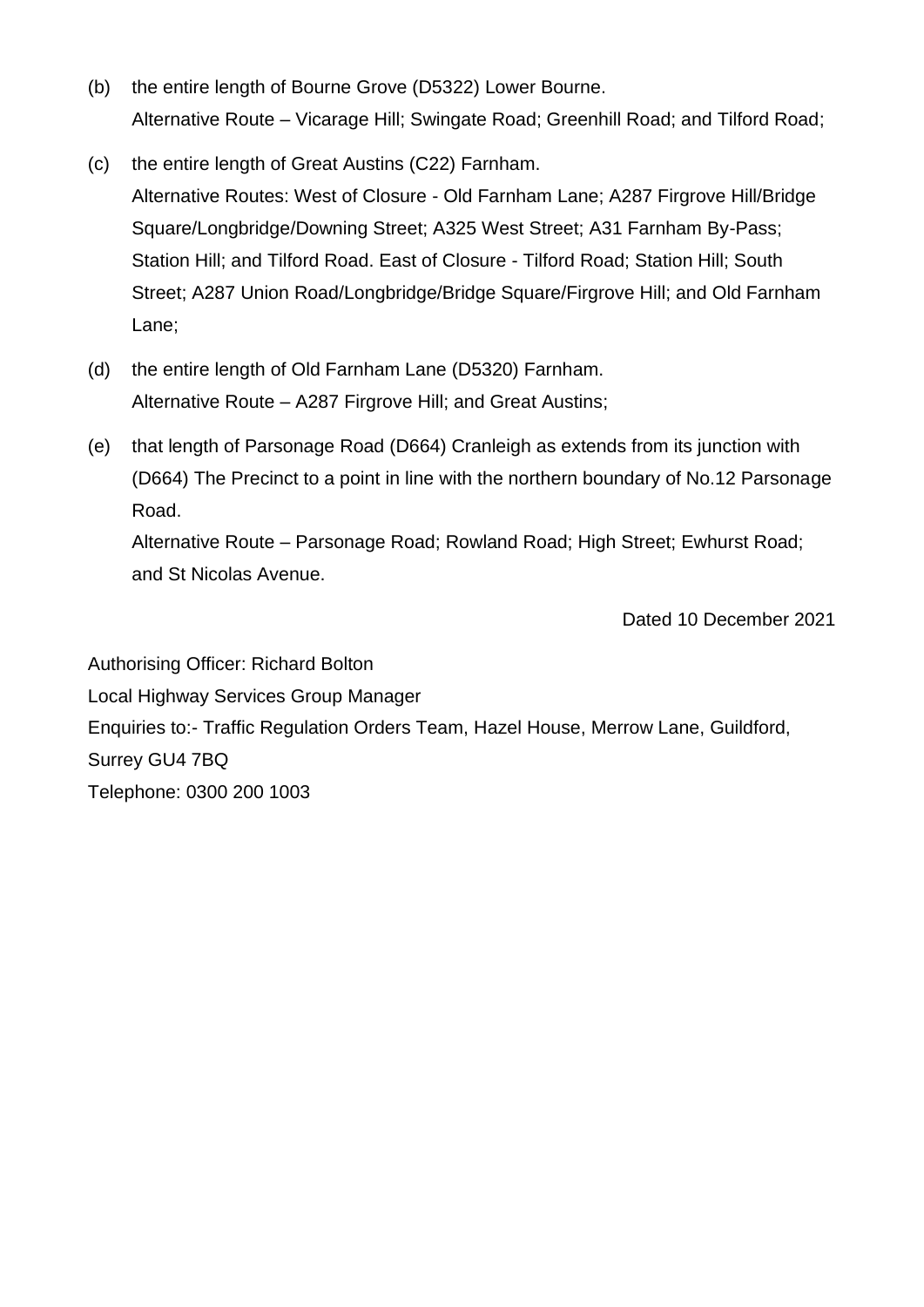(b) the entire length of Bourne Grove (D5322) Lower Bourne.
Alternative Route – Vicarage Hill; Swingate Road; Greenhill Road; and Tilford Road;

(c) the entire length of Great Austins (C22) Farnham.
Alternative Routes: West of Closure - Old Farnham Lane; A287 Firgrove Hill/Bridge Square/Longbridge/Downing Street; A325 West Street; A31 Farnham By-Pass; Station Hill; and Tilford Road. East of Closure - Tilford Road; Station Hill; South Street; A287 Union Road/Longbridge/Bridge Square/Firgrove Hill; and Old Farnham Lane;

(d) the entire length of Old Farnham Lane (D5320) Farnham.
Alternative Route – A287 Firgrove Hill; and Great Austins;

(e) that length of Parsonage Road (D664) Cranleigh as extends from its junction with (D664) The Precinct to a point in line with the northern boundary of No.12 Parsonage Road.
Alternative Route – Parsonage Road; Rowland Road; High Street; Ewhurst Road; and St Nicolas Avenue.

Dated 10 December 2021

Authorising Officer: Richard Bolton
Local Highway Services Group Manager
Enquiries to:- Traffic Regulation Orders Team, Hazel House, Merrow Lane, Guildford, Surrey GU4 7BQ
Telephone: 0300 200 1003